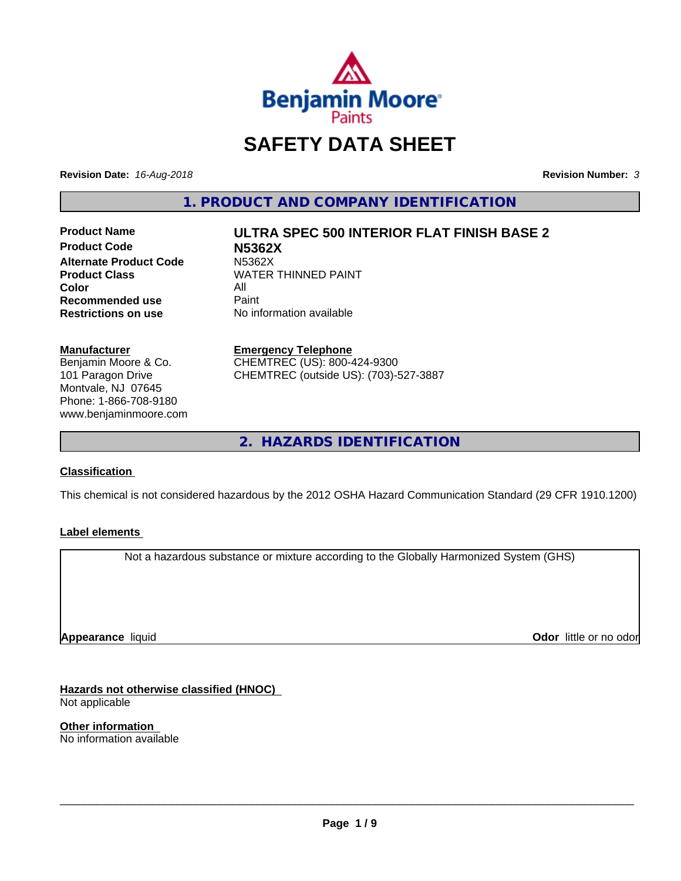# SAFETY DATA SHEET

**Revision Date:** *16-Aug-2018*

**Revision Number:** *3*

## 1. PRODUCT AND COMPANY IDENTIFICATION

| | |
|---|---|
| **Product Name** | **ULTRA SPEC 500 INTERIOR FLAT FINISH BASE 2** |
| **Product Code** | **N5362X** |
| **Alternate Product Code** | N5362X |
| **Product Class** | WATER THINNED PAINT |
| **Color** | All |
| **Recommended use** | Paint |
| **Restrictions on use** | No information available |

**Manufacturer**
Benjamin Moore & Co.
101 Paragon Drive
Montvale, NJ 07645
Phone: 1-866-708-9180
www.benjaminmoore.com

**Emergency Telephone**
CHEMTREC (US): 800-424-9300
CHEMTREC (outside US): (703)-527-3887

## 2. HAZARDS IDENTIFICATION

**Classification**

This chemical is not considered hazardous by the 2012 OSHA Hazard Communication Standard (29 CFR 1910.1200)

**Label elements**

Not a hazardous substance or mixture according to the Globally Harmonized System (GHS)

**Appearance** liquid

**Odor** little or no odor

**Hazards not otherwise classified (HNOC)**
Not applicable

**Other information**
No information available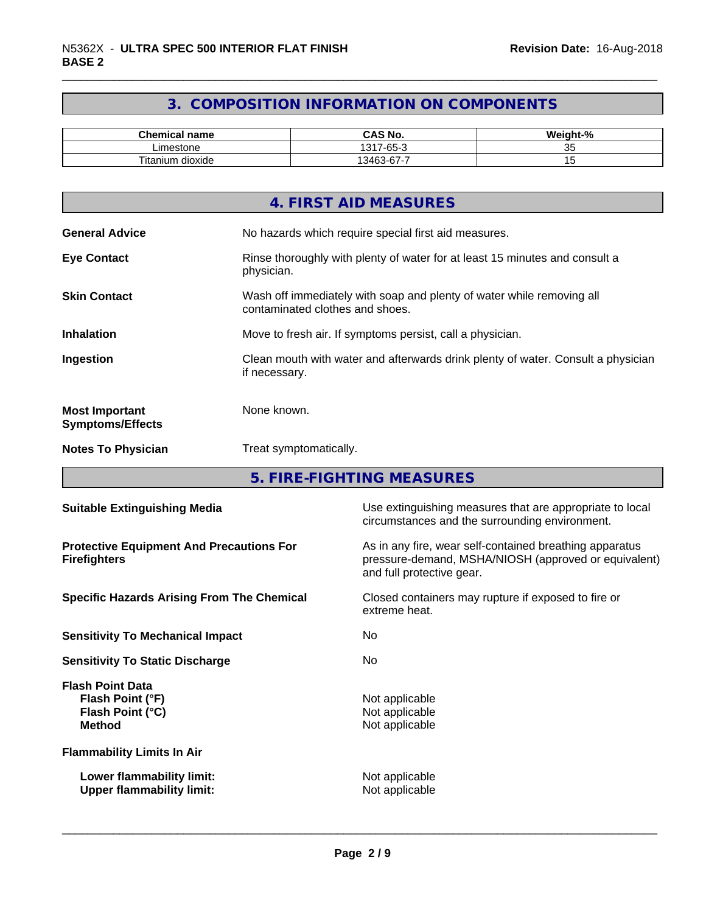## 3. COMPOSITION INFORMATION ON COMPONENTS

| Chemical name | CAS No. | Weight-% |
|---|---|---|
| Limestone | 1317-65-3 | 35 |
| Titanium dioxide | 13463-67-7 | 15 |

## 4. FIRST AID MEASURES

**General Advice** No hazards which require special first aid measures.

**Eye Contact** Rinse thoroughly with plenty of water for at least 15 minutes and consult a physician.

**Skin Contact** Wash off immediately with soap and plenty of water while removing all contaminated clothes and shoes.

**Inhalation** Move to fresh air. If symptoms persist, call a physician.

**Ingestion** Clean mouth with water and afterwards drink plenty of water. Consult a physician if necessary.

**Most Important Symptoms/Effects** None known.

**Notes To Physician** Treat symptomatically.

## 5. FIRE-FIGHTING MEASURES

**Suitable Extinguishing Media** Use extinguishing measures that are appropriate to local circumstances and the surrounding environment.

**Protective Equipment And Precautions For Firefighters** As in any fire, wear self-contained breathing apparatus pressure-demand, MSHA/NIOSH (approved or equivalent) and full protective gear.

**Specific Hazards Arising From The Chemical** Closed containers may rupture if exposed to fire or extreme heat.

**Sensitivity To Mechanical Impact** No

**Sensitivity To Static Discharge** No

**Flash Point Data**
**Flash Point (°F)** Not applicable
**Flash Point (°C)** Not applicable
**Method** Not applicable

**Flammability Limits In Air**

**Lower flammability limit:** Not applicable
**Upper flammability limit:** Not applicable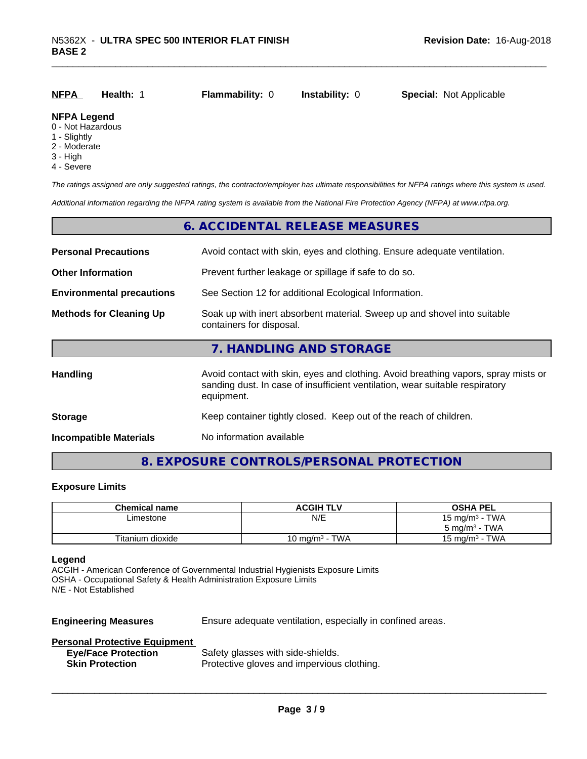| **NFPA** | **Health:** 1 | **Flammability:** 0 | **Instability:** 0 | **Special:** Not Applicable |
| --- | --- | --- | --- | --- |

**NFPA Legend**
0 - Not Hazardous
1 - Slightly
2 - Moderate
3 - High
4 - Severe

*The ratings assigned are only suggested ratings, the contractor/employer has ultimate responsibilities for NFPA ratings where this system is used.*

*Additional information regarding the NFPA rating system is available from the National Fire Protection Agency (NFPA) at www.nfpa.org.*

## 6. ACCIDENTAL RELEASE MEASURES

**Personal Precautions** Avoid contact with skin, eyes and clothing. Ensure adequate ventilation.

**Other Information** Prevent further leakage or spillage if safe to do so.

**Environmental precautions** See Section 12 for additional Ecological Information.

**Methods for Cleaning Up** Soak up with inert absorbent material. Sweep up and shovel into suitable containers for disposal.

## 7. HANDLING AND STORAGE

**Handling** Avoid contact with skin, eyes and clothing. Avoid breathing vapors, spray mists or sanding dust. In case of insufficient ventilation, wear suitable respiratory equipment.

**Storage** Keep container tightly closed. Keep out of the reach of children.

**Incompatible Materials** No information available

## 8. EXPOSURE CONTROLS/PERSONAL PROTECTION

### Exposure Limits

| Chemical name | ACGIH TLV | OSHA PEL |
| --- | --- | --- |
| Limestone | N/E | 15 mg/m³ - TWA<br>5 mg/m³ - TWA |
| Titanium dioxide | 10 mg/m³ - TWA | 15 mg/m³ - TWA |

**Legend**
ACGIH - American Conference of Governmental Industrial Hygienists Exposure Limits
OSHA - Occupational Safety & Health Administration Exposure Limits
N/E - Not Established

**Engineering Measures** Ensure adequate ventilation, especially in confined areas.

**Personal Protective Equipment**

**Eye/Face Protection** Safety glasses with side-shields.
**Skin Protection** Protective gloves and impervious clothing.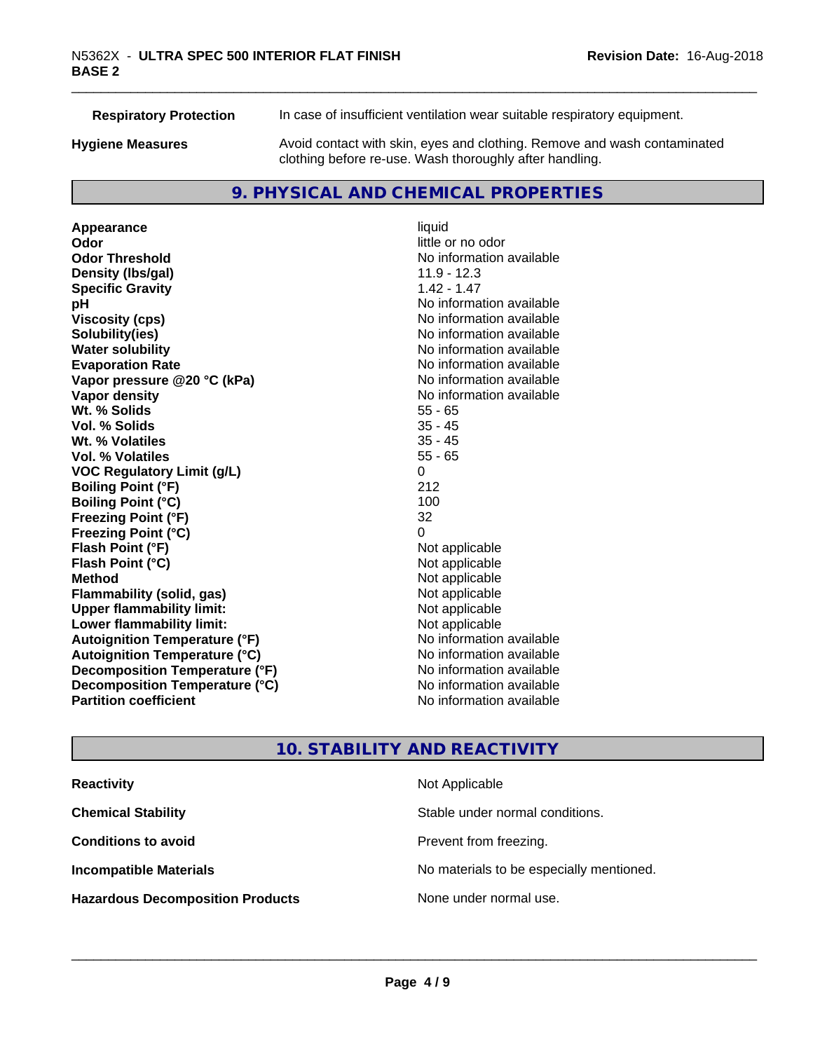| | |
|---|---|
| **Respiratory Protection** | In case of insufficient ventilation wear suitable respiratory equipment. |
| **Hygiene Measures** | Avoid contact with skin, eyes and clothing. Remove and wash contaminated clothing before re-use. Wash thoroughly after handling. |

## 9. PHYSICAL AND CHEMICAL PROPERTIES

| | |
|---|---|
| **Appearance** | liquid |
| **Odor** | little or no odor |
| **Odor Threshold** | No information available |
| **Density (lbs/gal)** | 11.9 - 12.3 |
| **Specific Gravity** | 1.42 - 1.47 |
| **pH** | No information available |
| **Viscosity (cps)** | No information available |
| **Solubility(ies)** | No information available |
| **Water solubility** | No information available |
| **Evaporation Rate** | No information available |
| **Vapor pressure @20 °C (kPa)** | No information available |
| **Vapor density** | No information available |
| **Wt. % Solids** | 55 - 65 |
| **Vol. % Solids** | 35 - 45 |
| **Wt. % Volatiles** | 35 - 45 |
| **Vol. % Volatiles** | 55 - 65 |
| **VOC Regulatory Limit (g/L)** | 0 |
| **Boiling Point (°F)** | 212 |
| **Boiling Point (°C)** | 100 |
| **Freezing Point (°F)** | 32 |
| **Freezing Point (°C)** | 0 |
| **Flash Point (°F)** | Not applicable |
| **Flash Point (°C)** | Not applicable |
| **Method** | Not applicable |
| **Flammability (solid, gas)** | Not applicable |
| **Upper flammability limit:** | Not applicable |
| **Lower flammability limit:** | Not applicable |
| **Autoignition Temperature (°F)** | No information available |
| **Autoignition Temperature (°C)** | No information available |
| **Decomposition Temperature (°F)** | No information available |
| **Decomposition Temperature (°C)** | No information available |
| **Partition coefficient** | No information available |

## 10. STABILITY AND REACTIVITY

| | |
|---|---|
| **Reactivity** | Not Applicable |
| **Chemical Stability** | Stable under normal conditions. |
| **Conditions to avoid** | Prevent from freezing. |
| **Incompatible Materials** | No materials to be especially mentioned. |
| **Hazardous Decomposition Products** | None under normal use. |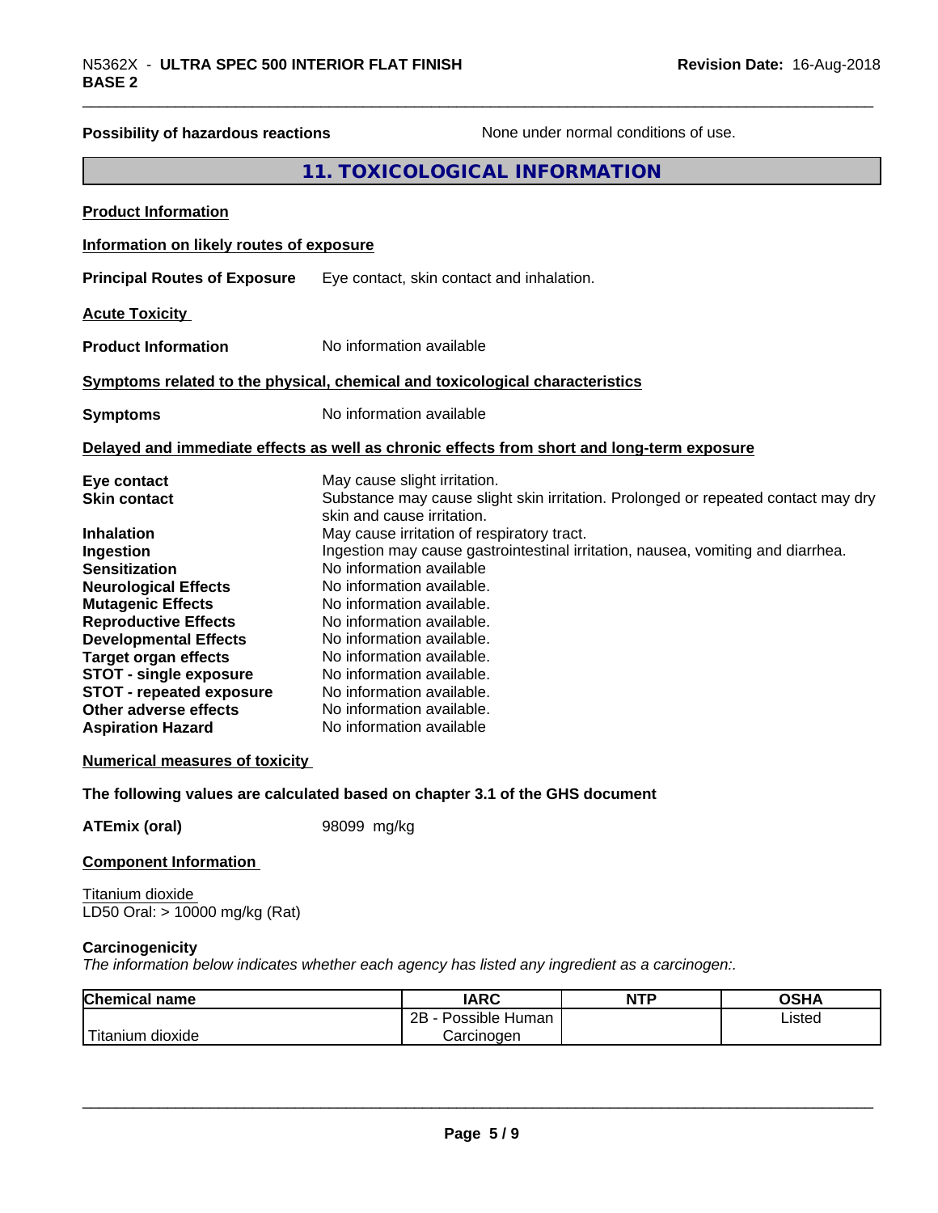**Possibility of hazardous reactions** None under normal conditions of use.

## 11. TOXICOLOGICAL INFORMATION

**Product Information**

**Information on likely routes of exposure**

**Principal Routes of Exposure** Eye contact, skin contact and inhalation.

**Acute Toxicity**

**Product Information** No information available

**Symptoms related to the physical, chemical and toxicological characteristics**

**Symptoms** No information available

**Delayed and immediate effects as well as chronic effects from short and long-term exposure**

**Eye contact** May cause slight irritation.
**Skin contact** Substance may cause slight skin irritation. Prolonged or repeated contact may dry skin and cause irritation.
**Inhalation** May cause irritation of respiratory tract.
**Ingestion** Ingestion may cause gastrointestinal irritation, nausea, vomiting and diarrhea.
**Sensitization** No information available
**Neurological Effects** No information available.
**Mutagenic Effects** No information available.
**Reproductive Effects** No information available.
**Developmental Effects** No information available.
**Target organ effects** No information available.
**STOT - single exposure** No information available.
**STOT - repeated exposure** No information available.
**Other adverse effects** No information available.
**Aspiration Hazard** No information available

**Numerical measures of toxicity**

**The following values are calculated based on chapter 3.1 of the GHS document**

**ATEmix (oral)** 98099 mg/kg

**Component Information**

Titanium dioxide
LD50 Oral: > 10000 mg/kg (Rat)

**Carcinogenicity**
*The information below indicates whether each agency has listed any ingredient as a carcinogen:.*

| Chemical name | IARC | NTP | OSHA |
| --- | --- | --- | --- |
| Titanium dioxide | 2B - Possible Human Carcinogen | | Listed |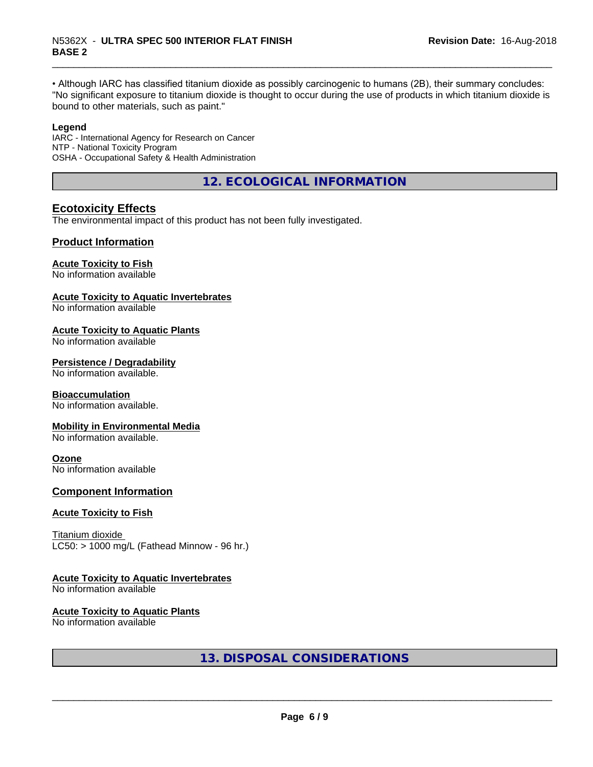• Although IARC has classified titanium dioxide as possibly carcinogenic to humans (2B), their summary concludes: "No significant exposure to titanium dioxide is thought to occur during the use of products in which titanium dioxide is bound to other materials, such as paint."

**Legend**

IARC - International Agency for Research on Cancer
NTP - National Toxicity Program
OSHA - Occupational Safety & Health Administration

## 12. ECOLOGICAL INFORMATION

### Ecotoxicity Effects

The environmental impact of this product has not been fully investigated.

### Product Information

**Acute Toxicity to Fish**
No information available

**Acute Toxicity to Aquatic Invertebrates**
No information available

**Acute Toxicity to Aquatic Plants**
No information available

**Persistence / Degradability**
No information available.

**Bioaccumulation**
No information available.

**Mobility in Environmental Media**
No information available.

**Ozone**
No information available

### Component Information

**Acute Toxicity to Fish**

Titanium dioxide
LC50: > 1000 mg/L (Fathead Minnow - 96 hr.)

**Acute Toxicity to Aquatic Invertebrates**
No information available

**Acute Toxicity to Aquatic Plants**
No information available

## 13. DISPOSAL CONSIDERATIONS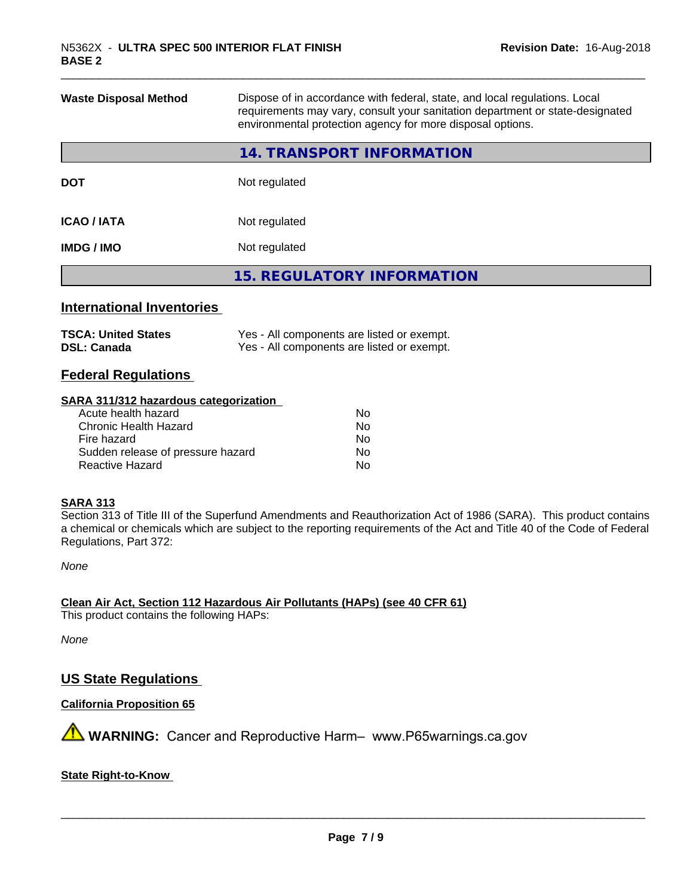| | |
|---|---|
| **Waste Disposal Method** | Dispose of in accordance with federal, state, and local regulations. Local requirements may vary, consult your sanitation department or state-designated environmental protection agency for more disposal options. |

## 14. TRANSPORT INFORMATION

| | |
|---|---|
| **DOT** | Not regulated |
| **ICAO / IATA** | Not regulated |
| **IMDG / IMO** | Not regulated |

## 15. REGULATORY INFORMATION

### International Inventories

| | |
|---|---|
| **TSCA: United States** | Yes - All components are listed or exempt. |
| **DSL: Canada** | Yes - All components are listed or exempt. |

### Federal Regulations

**SARA 311/312 hazardous categorization**

| | |
|---|---|
| Acute health hazard | No |
| Chronic Health Hazard | No |
| Fire hazard | No |
| Sudden release of pressure hazard | No |
| Reactive Hazard | No |

**SARA 313**

Section 313 of Title III of the Superfund Amendments and Reauthorization Act of 1986 (SARA). This product contains a chemical or chemicals which are subject to the reporting requirements of the Act and Title 40 of the Code of Federal Regulations, Part 372:

*None*

**Clean Air Act, Section 112 Hazardous Air Pollutants (HAPs) (see 40 CFR 61)**

This product contains the following HAPs:

*None*

### US State Regulations

**California Proposition 65**

⚠ **WARNING:** Cancer and Reproductive Harm– www.P65warnings.ca.gov

**State Right-to-Know**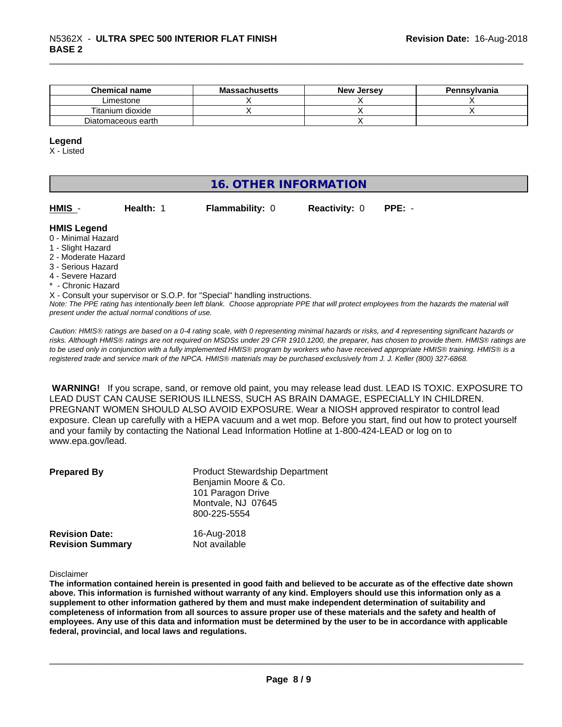| Chemical name | Massachusetts | New Jersey | Pennsylvania |
| --- | --- | --- | --- |
| Limestone | X | X | X |
| Titanium dioxide | X | X | X |
| Diatomaceous earth |  | X |  |

**Legend**

X - Listed

## 16. OTHER INFORMATION

**HMIS** - **Health:** 1 **Flammability:** 0 **Reactivity:** 0 **PPE:** -

**HMIS Legend**

0 - Minimal Hazard
1 - Slight Hazard
2 - Moderate Hazard
3 - Serious Hazard
4 - Severe Hazard
* - Chronic Hazard
X - Consult your supervisor or S.O.P. for "Special" handling instructions.

*Note: The PPE rating has intentionally been left blank. Choose appropriate PPE that will protect employees from the hazards the material will present under the actual normal conditions of use.*

*Caution: HMIS® ratings are based on a 0-4 rating scale, with 0 representing minimal hazards or risks, and 4 representing significant hazards or risks. Although HMIS® ratings are not required on MSDSs under 29 CFR 1910.1200, the preparer, has chosen to provide them. HMIS® ratings are to be used only in conjunction with a fully implemented HMIS® program by workers who have received appropriate HMIS® training. HMIS® is a registered trade and service mark of the NPCA. HMIS® materials may be purchased exclusively from J. J. Keller (800) 327-6868.*

**WARNING!** If you scrape, sand, or remove old paint, you may release lead dust. LEAD IS TOXIC. EXPOSURE TO LEAD DUST CAN CAUSE SERIOUS ILLNESS, SUCH AS BRAIN DAMAGE, ESPECIALLY IN CHILDREN. PREGNANT WOMEN SHOULD ALSO AVOID EXPOSURE. Wear a NIOSH approved respirator to control lead exposure. Clean up carefully with a HEPA vacuum and a wet mop. Before you start, find out how to protect yourself and your family by contacting the National Lead Information Hotline at 1-800-424-LEAD or log on to www.epa.gov/lead.

**Prepared By**

Product Stewardship Department
Benjamin Moore & Co.
101 Paragon Drive
Montvale, NJ 07645
800-225-5554

**Revision Date:** 16-Aug-2018
**Revision Summary** Not available

Disclaimer

**The information contained herein is presented in good faith and believed to be accurate as of the effective date shown above. This information is furnished without warranty of any kind. Employers should use this information only as a supplement to other information gathered by them and must make independent determination of suitability and completeness of information from all sources to assure proper use of these materials and the safety and health of employees. Any use of this data and information must be determined by the user to be in accordance with applicable federal, provincial, and local laws and regulations.**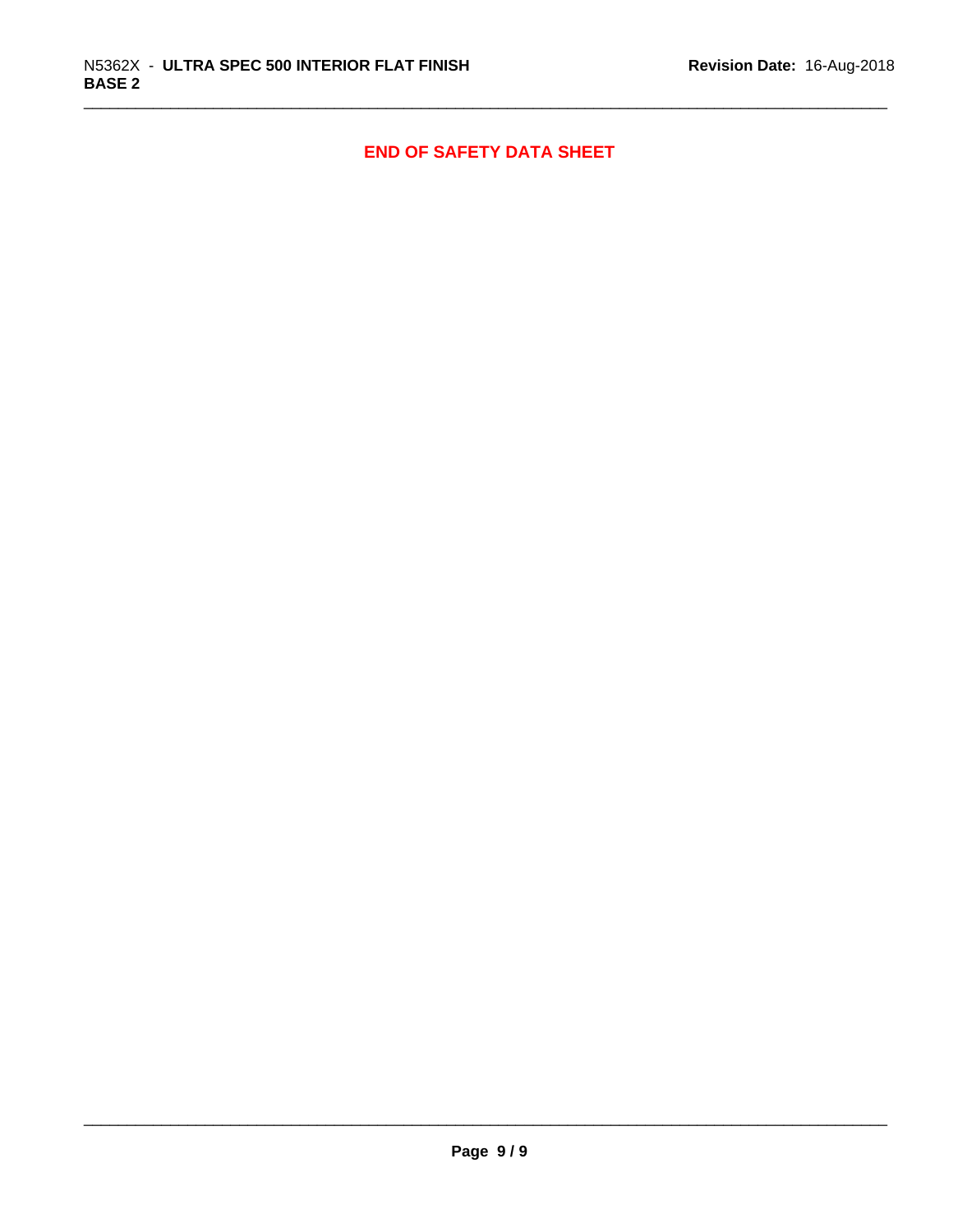**END OF SAFETY DATA SHEET**